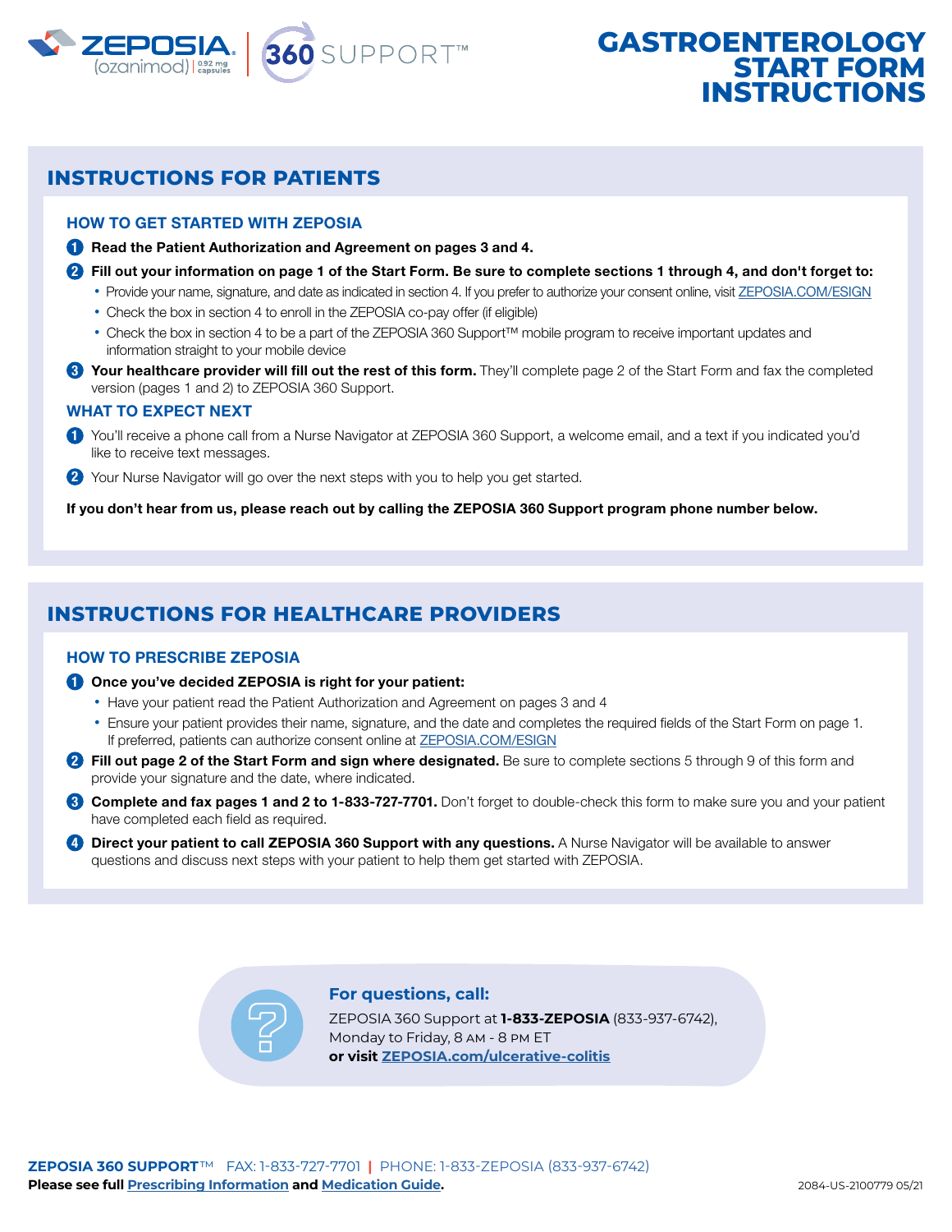ZEPOSIA (ozanimod) 0.92 mg capsules | 360 SUPPORT™

# GASTROENTEROLOGY START FORM INSTRUCTIONS

## INSTRUCTIONS FOR PATIENTS

### HOW TO GET STARTED WITH ZEPOSIA

1. **Read the Patient Authorization and Agreement on pages 3 and 4.**
2. **Fill out your information on page 1 of the Start Form. Be sure to complete sections 1 through 4, and don't forget to:**
   - Provide your name, signature, and date as indicated in section 4. If you prefer to authorize your consent online, visit ZEPOSIA.COM/ESIGN
   - Check the box in section 4 to enroll in the ZEPOSIA co-pay offer (if eligible)
   - Check the box in section 4 to be a part of the ZEPOSIA 360 Support™ mobile program to receive important updates and information straight to your mobile device
3. **Your healthcare provider will fill out the rest of this form.** They'll complete page 2 of the Start Form and fax the completed version (pages 1 and 2) to ZEPOSIA 360 Support.

### WHAT TO EXPECT NEXT

1. You'll receive a phone call from a Nurse Navigator at ZEPOSIA 360 Support, a welcome email, and a text if you indicated you'd like to receive text messages.
2. Your Nurse Navigator will go over the next steps with you to help you get started.

**If you don't hear from us, please reach out by calling the ZEPOSIA 360 Support program phone number below.**

## INSTRUCTIONS FOR HEALTHCARE PROVIDERS

### HOW TO PRESCRIBE ZEPOSIA

1. **Once you've decided ZEPOSIA is right for your patient:**
   - Have your patient read the Patient Authorization and Agreement on pages 3 and 4
   - Ensure your patient provides their name, signature, and the date and completes the required fields of the Start Form on page 1. If preferred, patients can authorize consent online at ZEPOSIA.COM/ESIGN
2. **Fill out page 2 of the Start Form and sign where designated.** Be sure to complete sections 5 through 9 of this form and provide your signature and the date, where indicated.
3. **Complete and fax pages 1 and 2 to 1-833-727-7701.** Don't forget to double-check this form to make sure you and your patient have completed each field as required.
4. **Direct your patient to call ZEPOSIA 360 Support with any questions.** A Nurse Navigator will be available to answer questions and discuss next steps with your patient to help them get started with ZEPOSIA.

**For questions, call:**

ZEPOSIA 360 Support at **1-833-ZEPOSIA** (833-937-6742), Monday to Friday, 8 AM - 8 PM ET
**or visit ZEPOSIA.com/ulcerative-colitis**

**ZEPOSIA 360 SUPPORT™** FAX: 1-833-727-7701 | PHONE: 1-833-ZEPOSIA (833-937-6742)

**Please see full Prescribing Information and Medication Guide.**

2084-US-2100779 05/21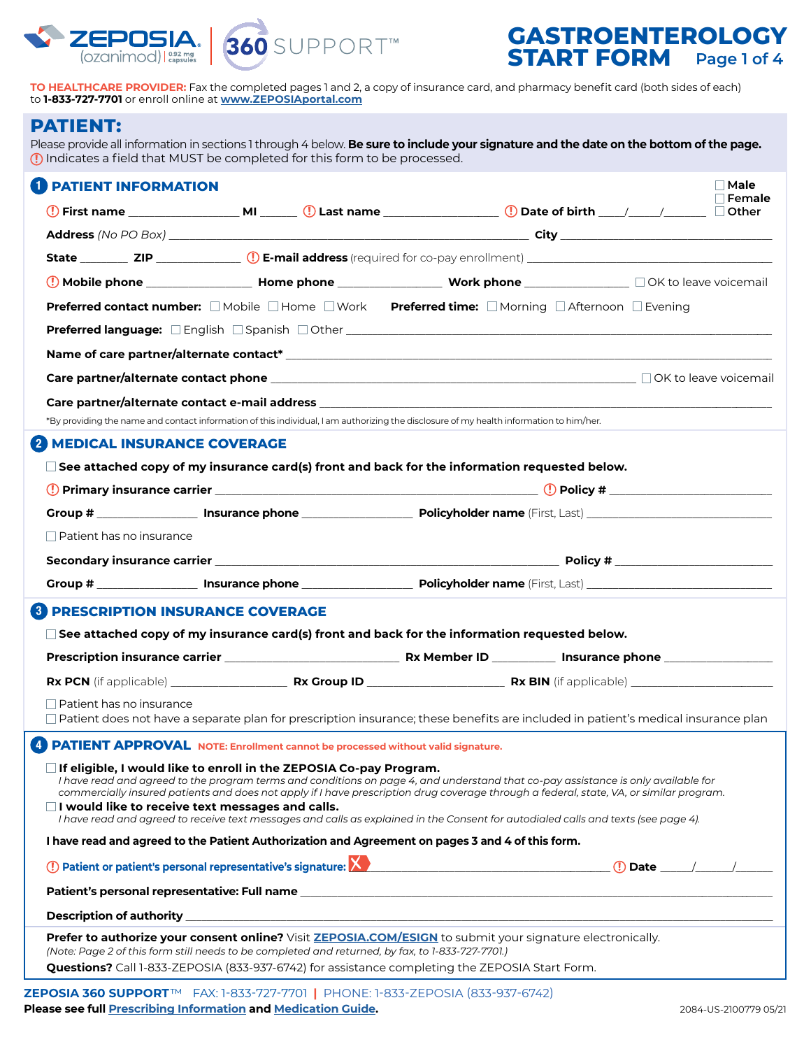ZEPOSIA (ozanimod) 0.92 mg capsules | 360 SUPPORT™

# GASTROENTEROLOGY START FORM Page 1 of 4

**TO HEALTHCARE PROVIDER:** Fax the completed pages 1 and 2, a copy of insurance card, and pharmacy benefit card (both sides of each) to **1-833-727-7701** or enroll online at **www.ZEPOSIAportal.com**

## PATIENT:

Please provide all information in sections 1 through 4 below. **Be sure to include your signature and the date on the bottom of the page.**
(!) Indicates a field that MUST be completed for this form to be processed.

### 1 PATIENT INFORMATION

☐ Male ☐ Female ☐ Other

(!) **First name** ________________ **MI** ______ (!) **Last name** ________________ (!) **Date of birth** ____/_____/________

**Address** *(No PO Box)* ________________________________________ **City** ________________________

**State** ________ **ZIP** ____________ (!) **E-mail address** (required for co-pay enrollment) ________________________

(!) **Mobile phone** ______________ **Home phone** ______________ **Work phone** ______________ ☐ OK to leave voicemail

**Preferred contact number:** ☐ Mobile ☐ Home ☐ Work **Preferred time:** ☐ Morning ☐ Afternoon ☐ Evening

**Preferred language:** ☐ English ☐ Spanish ☐ Other ________________________

**Name of care partner/alternate contact*** ________________________________________

**Care partner/alternate contact phone** ________________________________________ ☐ OK to leave voicemail

**Care partner/alternate contact e-mail address** ________________________________________

*By providing the name and contact information of this individual, I am authorizing the disclosure of my health information to him/her.

### 2 MEDICAL INSURANCE COVERAGE

☐ **See attached copy of my insurance card(s) front and back for the information requested below.**

(!) **Primary insurance carrier** ________________________________________ (!) **Policy #** ________________

**Group #** ____________ **Insurance phone** ______________ **Policyholder name** (First, Last) ________________________

☐ Patient has no insurance

**Secondary insurance carrier** ________________________________________ **Policy #** ________________

**Group #** ____________ **Insurance phone** ______________ **Policyholder name** (First, Last) ________________________

### 3 PRESCRIPTION INSURANCE COVERAGE

☐ **See attached copy of my insurance card(s) front and back for the information requested below.**

**Prescription insurance carrier** ____________________ **Rx Member ID** __________ **Insurance phone** ______________

**Rx PCN** (if applicable) ______________ **Rx Group ID** ______________ **Rx BIN** (if applicable) ______________

☐ Patient has no insurance
☐ Patient does not have a separate plan for prescription insurance; these benefits are included in patient's medical insurance plan

### 4 PATIENT APPROVAL NOTE: Enrollment cannot be processed without valid signature.

☐ **If eligible, I would like to enroll in the ZEPOSIA Co-pay Program.**
*I have read and agreed to the program terms and conditions on page 4, and understand that co-pay assistance is only available for commercially insured patients and does not apply if I have prescription drug coverage through a federal, state, VA, or similar program.*

☐ **I would like to receive text messages and calls.**
*I have read and agreed to receive text messages and calls as explained in the Consent for autodialed calls and texts (see page 4).*

**I have read and agreed to the Patient Authorization and Agreement on pages 3 and 4 of this form.**

(!) **Patient or patient's personal representative's signature:** X ________________________________________ (!) **Date** _____/______/______

**Patient's personal representative: Full name** ________________________________________

**Description of authority** ________________________________________

**Prefer to authorize your consent online?** Visit **ZEPOSIA.COM/ESIGN** to submit your signature electronically.
*(Note: Page 2 of this form still needs to be completed and returned, by fax, to 1-833-727-7701.)*

**Questions?** Call 1-833-ZEPOSIA (833-937-6742) for assistance completing the ZEPOSIA Start Form.

**ZEPOSIA 360 SUPPORT™** FAX: 1-833-727-7701 | PHONE: 1-833-ZEPOSIA (833-937-6742)

**Please see full Prescribing Information and Medication Guide.**

2084-US-2100779 05/21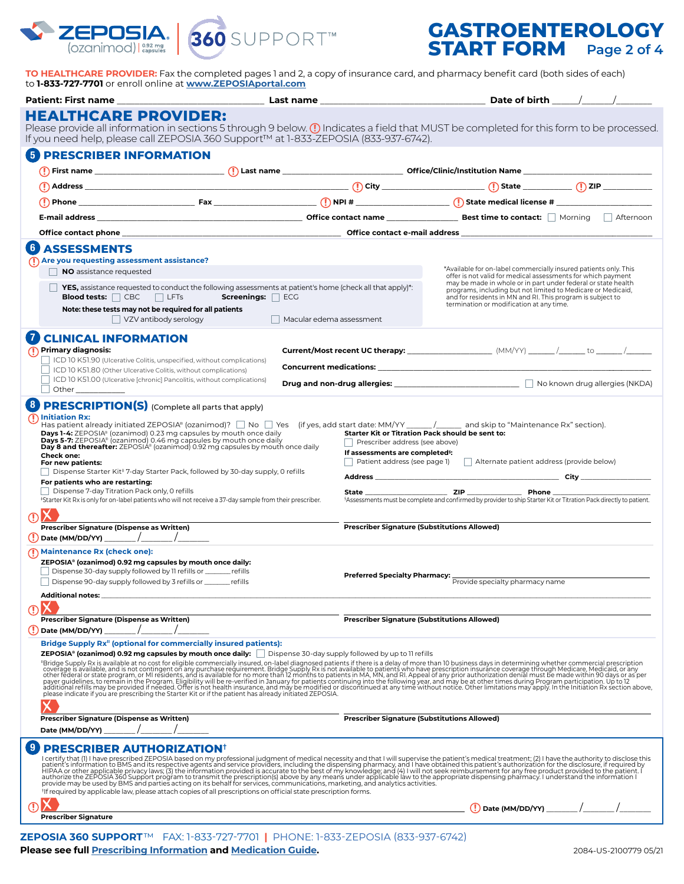ZEPOSIA (ozanimod) 0.92 mg capsules | 360 SUPPORT™

# GASTROENTEROLOGY START FORM Page 2 of 4

**TO HEALTHCARE PROVIDER:** Fax the completed pages 1 and 2, a copy of insurance card, and pharmacy benefit card (both sides of each) to **1-833-727-7701** or enroll online at **www.ZEPOSIAportal.com**

**Patient: First name** ____________ **Last name** ____________ **Date of birth** ____/____/______

## HEALTHCARE PROVIDER:

Please provide all information in sections 5 through 9 below. (!) Indicates a field that MUST be completed for this form to be processed. If you need help, please call ZEPOSIA 360 Support™ at 1-833-ZEPOSIA (833-937-6742).

## 5 PRESCRIBER INFORMATION

(!) **First name** ____________ (!) **Last name** ____________ **Office/Clinic/Institution Name** ____________

(!) **Address** ____________ (!) **City** ____________ (!) **State** ______ (!) **ZIP** ______

(!) **Phone** ____________ **Fax** ____________ (!) **NPI #** ____________ (!) **State medical license #** ____________

**E-mail address** ____________ **Office contact name** ____________ **Best time to contact:** ☐ Morning ☐ Afternoon

**Office contact phone** ____________ **Office contact e-mail address** ____________

## 6 ASSESSMENTS

(!) **Are you requesting assessment assistance?**

☐ **NO** assistance requested

☐ **YES,** assistance requested to conduct the following assessments at patient's home (check all that apply)*:
**Blood tests:** ☐ CBC ☐ LFTs **Screenings:** ☐ ECG
**Note: these tests may not be required for all patients**
☐ VZV antibody serology ☐ Macular edema assessment

*Available for on-label commercially insured patients only. This offer is not valid for medical assessments for which payment may be made in whole or in part under federal or state health programs, including but not limited to Medicare or Medicaid, and for residents in MN and RI. This program is subject to termination or modification at any time.

## 7 CLINICAL INFORMATION

(!) **Primary diagnosis:**
☐ ICD 10 K51.90 (Ulcerative Colitis, unspecified, without complications)
☐ ICD 10 K51.80 (Other Ulcerative Colitis, without complications)
☐ ICD 10 K51.00 (Ulcerative [chronic] Pancolitis, without complications)
☐ Other ____________

**Current/Most recent UC therapy:** ____________ (MM/YY) ______/______ to ______/______

**Concurrent medications:** ____________

**Drug and non-drug allergies:** ____________ ☐ No known drug allergies (NKDA)

## 8 PRESCRIPTION(S) (Complete all parts that apply)

(!) **Initiation Rx:**
Has patient already initiated ZEPOSIA® (ozanimod)? ☐ No ☐ Yes (if yes, add start date: MM/YY ______/______ and skip to "Maintenance Rx" section).

**Days 1-4:** ZEPOSIA® (ozanimod) 0.23 mg capsules by mouth once daily
**Days 5-7:** ZEPOSIA® (ozanimod) 0.46 mg capsules by mouth once daily
**Day 8 and thereafter:** ZEPOSIA® (ozanimod) 0.92 mg capsules by mouth once daily

**Check one:**
**For new patients:**
☐ Dispense Starter Kit‡ 7-day Starter Pack, followed by 30-day supply, 0 refills
**For patients who are restarting:**
☐ Dispense 7-day Titration Pack only, 0 refills

‡Starter Kit Rx is only for on-label patients who will not receive a 37-day sample from their prescriber.

**Starter Kit or Titration Pack should be sent to:**
☐ Prescriber address (see above)
**If assessments are completed§:**
☐ Patient address (see page 1) ☐ Alternate patient address (provide below)

**Address** ____________ **City** ____________
**State** ____________ **ZIP** ______ **Phone** ____________

§Assessments must be complete and confirmed by provider to ship Starter Kit or Titration Pack directly to patient.

(!) X ____________ ____________
**Prescriber Signature (Dispense as Written)** **Prescriber Signature (Substitutions Allowed)**

(!) **Date (MM/DD/YY)** ______/______/______

(!) **Maintenance Rx (check one):**
**ZEPOSIA® (ozanimod) 0.92 mg capsules by mouth once daily:**
☐ Dispense 30-day supply followed by 11 refills or ______ refills
☐ Dispense 90-day supply followed by 3 refills or ______ refills

**Preferred Specialty Pharmacy:** ____________
Provide specialty pharmacy name

**Additional notes:** ____________

(!) X ____________ ____________
**Prescriber Signature (Dispense as Written)** **Prescriber Signature (Substitutions Allowed)**

(!) **Date (MM/DD/YY)** ______/______/______

**Bridge Supply Rx‖ (optional for commercially insured patients):**
**ZEPOSIA® (ozanimod) 0.92 mg capsules by mouth once daily:** ☐ Dispense 30-day supply followed by up to 11 refills

‖Bridge Supply Rx is available at no cost for eligible commercially insured, on-label diagnosed patients if there is a delay of more than 10 business days in determining whether commercial prescription coverage is available, and is not contingent on any purchase requirement. Bridge Supply Rx is not available to patients who have prescription insurance coverage through Medicare, Medicaid, or any other federal or state program, or MI residents, and is available for no more than 12 months to patients in MA, MN, and RI. Appeal of any prior authorization denial must be made within 90 days or as per payer guidelines, to remain in the Program. Eligibility will be re-verified in January for patients continuing into the following year, and may be at other times during Program participation. Up to 12 additional refills may be provided if needed. Offer is not health insurance, and may be modified or discontinued at any time without notice. Other limitations may apply. In the Initiation Rx section above, please indicate if you are prescribing the Starter Kit or if the patient has already initiated ZEPOSIA.

X ____________ ____________
**Prescriber Signature (Dispense as Written)** **Prescriber Signature (Substitutions Allowed)**

**Date (MM/DD/YY)** ______/______/______

## 9 PRESCRIBER AUTHORIZATION†

I certify that (1) I have prescribed ZEPOSIA based on my professional judgment of medical necessity and that I will supervise the patient's medical treatment; (2) I have the authority to disclose this patient's information to BMS and its respective agents and service providers, including the dispensing pharmacy, and I have obtained this patient's authorization for the disclosure, if required by HIPAA or other applicable privacy laws; (3) the information provided is accurate to the best of my knowledge; and (4) I will not seek reimbursement for any free product provided to the patient. I authorize the ZEPOSIA 360 Support program to transmit the prescription(s) above by any means under applicable law to the appropriate dispensing pharmacy. I understand the information I provide may be used by BMS and parties acting on its behalf for services, communications, marketing, and analytics activities.

†If required by applicable law, please attach copies of all prescriptions on official state prescription forms.

(!) X ____________ (!) **Date (MM/DD/YY)** ______/______/______
**Prescriber Signature**

**ZEPOSIA 360 SUPPORT™** FAX: 1-833-727-7701 | PHONE: 1-833-ZEPOSIA (833-937-6742)

**Please see full Prescribing Information and Medication Guide.**

2084-US-2100779 05/21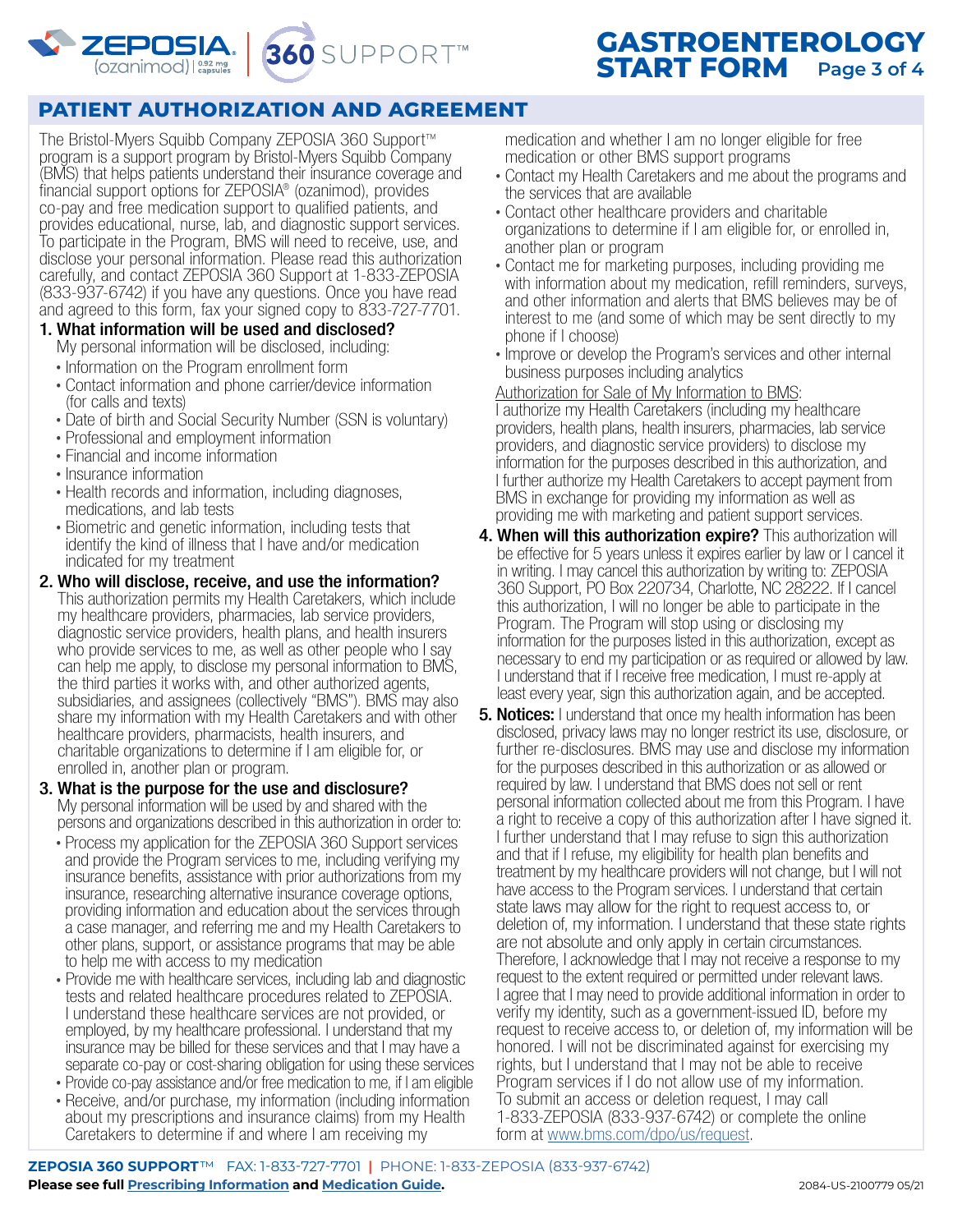# PATIENT AUTHORIZATION AND AGREEMENT

The Bristol-Myers Squibb Company ZEPOSIA 360 Support™ program is a support program by Bristol-Myers Squibb Company (BMS) that helps patients understand their insurance coverage and financial support options for ZEPOSIA® (ozanimod), provides co-pay and free medication support to qualified patients, and provides educational, nurse, lab, and diagnostic support services. To participate in the Program, BMS will need to receive, use, and disclose your personal information. Please read this authorization carefully, and contact ZEPOSIA 360 Support at 1-833-ZEPOSIA (833-937-6742) if you have any questions. Once you have read and agreed to this form, fax your signed copy to 833-727-7701.

**1. What information will be used and disclosed?**
My personal information will be disclosed, including:

- Information on the Program enrollment form
- Contact information and phone carrier/device information (for calls and texts)
- Date of birth and Social Security Number (SSN is voluntary)
- Professional and employment information
- Financial and income information
- Insurance information
- Health records and information, including diagnoses, medications, and lab tests
- Biometric and genetic information, including tests that identify the kind of illness that I have and/or medication indicated for my treatment

**2. Who will disclose, receive, and use the information?**
This authorization permits my Health Caretakers, which include my healthcare providers, pharmacies, lab service providers, diagnostic service providers, health plans, and health insurers who provide services to me, as well as other people who I say can help me apply, to disclose my personal information to BMS, the third parties it works with, and other authorized agents, subsidiaries, and assignees (collectively "BMS"). BMS may also share my information with my Health Caretakers and with other healthcare providers, pharmacists, health insurers, and charitable organizations to determine if I am eligible for, or enrolled in, another plan or program.

**3. What is the purpose for the use and disclosure?**
My personal information will be used by and shared with the persons and organizations described in this authorization in order to:

- Process my application for the ZEPOSIA 360 Support services and provide the Program services to me, including verifying my insurance benefits, assistance with prior authorizations from my insurance, researching alternative insurance coverage options, providing information and education about the services through a case manager, and referring me and my Health Caretakers to other plans, support, or assistance programs that may be able to help me with access to my medication
- Provide me with healthcare services, including lab and diagnostic tests and related healthcare procedures related to ZEPOSIA. I understand these healthcare services are not provided, or employed, by my healthcare professional. I understand that my insurance may be billed for these services and that I may have a separate co-pay or cost-sharing obligation for using these services
- Provide co-pay assistance and/or free medication to me, if I am eligible
- Receive, and/or purchase, my information (including information about my prescriptions and insurance claims) from my Health Caretakers to determine if and where I am receiving my medication and whether I am no longer eligible for free medication or other BMS support programs
- Contact my Health Caretakers and me about the programs and the services that are available
- Contact other healthcare providers and charitable organizations to determine if I am eligible for, or enrolled in, another plan or program
- Contact me for marketing purposes, including providing me with information about my medication, refill reminders, surveys, and other information and alerts that BMS believes may be of interest to me (and some of which may be sent directly to my phone if I choose)
- Improve or develop the Program's services and other internal business purposes including analytics

Authorization for Sale of My Information to BMS:
I authorize my Health Caretakers (including my healthcare providers, health plans, health insurers, pharmacies, lab service providers, and diagnostic service providers) to disclose my information for the purposes described in this authorization, and I further authorize my Health Caretakers to accept payment from BMS in exchange for providing my information as well as providing me with marketing and patient support services.

**4. When will this authorization expire?** This authorization will be effective for 5 years unless it expires earlier by law or I cancel it in writing. I may cancel this authorization by writing to: ZEPOSIA 360 Support, PO Box 220734, Charlotte, NC 28222. If I cancel this authorization, I will no longer be able to participate in the Program. The Program will stop using or disclosing my information for the purposes listed in this authorization, except as necessary to end my participation or as required or allowed by law. I understand that if I receive free medication, I must re-apply at least every year, sign this authorization again, and be accepted.

**5. Notices:** I understand that once my health information has been disclosed, privacy laws may no longer restrict its use, disclosure, or further re-disclosures. BMS may use and disclose my information for the purposes described in this authorization or as allowed or required by law. I understand that BMS does not sell or rent personal information collected about me from this Program. I have a right to receive a copy of this authorization after I have signed it. I further understand that I may refuse to sign this authorization and that if I refuse, my eligibility for health plan benefits and treatment by my healthcare providers will not change, but I will not have access to the Program services. I understand that certain state laws may allow for the right to request access to, or deletion of, my information. I understand that these state rights are not absolute and only apply in certain circumstances. Therefore, I acknowledge that I may not receive a response to my request to the extent required or permitted under relevant laws. I agree that I may need to provide additional information in order to verify my identity, such as a government-issued ID, before my request to receive access to, or deletion of, my information will be honored. I will not be discriminated against for exercising my rights, but I understand that I may not be able to receive Program services if I do not allow use of my information. To submit an access or deletion request, I may call 1-833-ZEPOSIA (833-937-6742) or complete the online form at www.bms.com/dpo/us/request.

**ZEPOSIA 360 SUPPORT**™ FAX: 1-833-727-7701 | PHONE: 1-833-ZEPOSIA (833-937-6742)

**Please see full Prescribing Information and Medication Guide.**

2084-US-2100779 05/21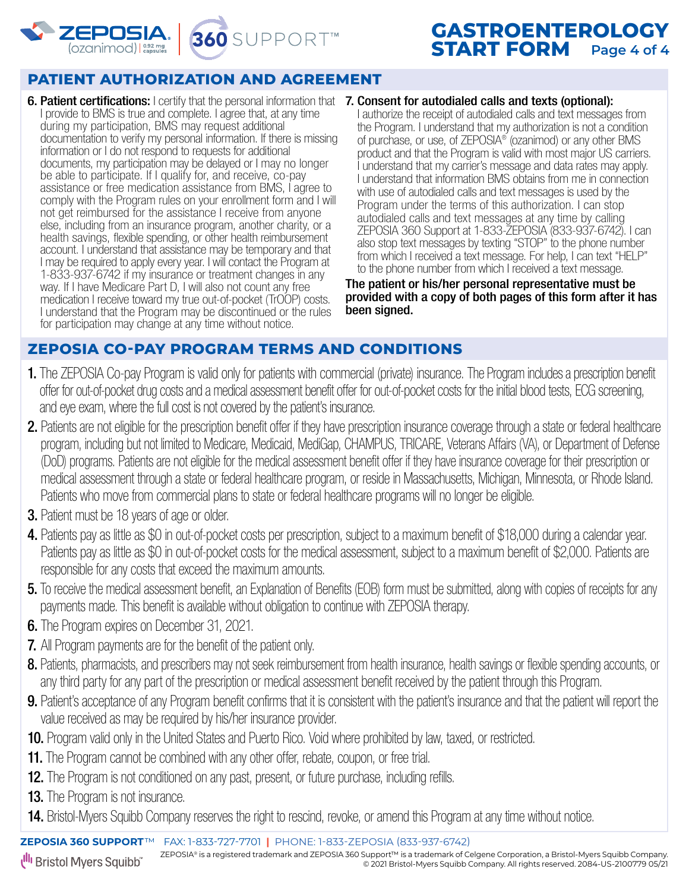# GASTROENTEROLOGY START FORM

## PATIENT AUTHORIZATION AND AGREEMENT

**6. Patient certifications:** I certify that the personal information that I provide to BMS is true and complete. I agree that, at any time during my participation, BMS may request additional documentation to verify my personal information. If there is missing information or I do not respond to requests for additional documents, my participation may be delayed or I may no longer be able to participate. If I qualify for, and receive, co-pay assistance or free medication assistance from BMS, I agree to comply with the Program rules on your enrollment form and I will not get reimbursed for the assistance I receive from anyone else, including from an insurance program, another charity, or a health savings, flexible spending, or other health reimbursement account. I understand that assistance may be temporary and that I may be required to apply every year. I will contact the Program at 1-833-937-6742 if my insurance or treatment changes in any way. If I have Medicare Part D, I will also not count any free medication I receive toward my true out-of-pocket (TrOOP) costs. I understand that the Program may be discontinued or the rules for participation may change at any time without notice.

**7. Consent for autodialed calls and texts (optional):** I authorize the receipt of autodialed calls and text messages from the Program. I understand that my authorization is not a condition of purchase, or use, of ZEPOSIA® (ozanimod) or any other BMS product and that the Program is valid with most major US carriers. I understand that my carrier's message and data rates may apply. I understand that information BMS obtains from me in connection with use of autodialed calls and text messages is used by the Program under the terms of this authorization. I can stop autodialed calls and text messages at any time by calling ZEPOSIA 360 Support at 1-833-ZEPOSIA (833-937-6742). I can also stop text messages by texting "STOP" to the phone number from which I received a text message. For help, I can text "HELP" to the phone number from which I received a text message.

**The patient or his/her personal representative must be provided with a copy of both pages of this form after it has been signed.**

## ZEPOSIA CO-PAY PROGRAM TERMS AND CONDITIONS

1. The ZEPOSIA Co-pay Program is valid only for patients with commercial (private) insurance. The Program includes a prescription benefit offer for out-of-pocket drug costs and a medical assessment benefit offer for out-of-pocket costs for the initial blood tests, ECG screening, and eye exam, where the full cost is not covered by the patient's insurance.
2. Patients are not eligible for the prescription benefit offer if they have prescription insurance coverage through a state or federal healthcare program, including but not limited to Medicare, Medicaid, MediGap, CHAMPUS, TRICARE, Veterans Affairs (VA), or Department of Defense (DoD) programs. Patients are not eligible for the medical assessment benefit offer if they have insurance coverage for their prescription or medical assessment through a state or federal healthcare program, or reside in Massachusetts, Michigan, Minnesota, or Rhode Island. Patients who move from commercial plans to state or federal healthcare programs will no longer be eligible.
3. Patient must be 18 years of age or older.
4. Patients pay as little as $0 in out-of-pocket costs per prescription, subject to a maximum benefit of $18,000 during a calendar year. Patients pay as little as $0 in out-of-pocket costs for the medical assessment, subject to a maximum benefit of $2,000. Patients are responsible for any costs that exceed the maximum amounts.
5. To receive the medical assessment benefit, an Explanation of Benefits (EOB) form must be submitted, along with copies of receipts for any payments made. This benefit is available without obligation to continue with ZEPOSIA therapy.
6. The Program expires on December 31, 2021.
7. All Program payments are for the benefit of the patient only.
8. Patients, pharmacists, and prescribers may not seek reimbursement from health insurance, health savings or flexible spending accounts, or any third party for any part of the prescription or medical assessment benefit received by the patient through this Program.
9. Patient's acceptance of any Program benefit confirms that it is consistent with the patient's insurance and that the patient will report the value received as may be required by his/her insurance provider.
10. Program valid only in the United States and Puerto Rico. Void where prohibited by law, taxed, or restricted.
11. The Program cannot be combined with any other offer, rebate, coupon, or free trial.
12. The Program is not conditioned on any past, present, or future purchase, including refills.
13. The Program is not insurance.
14. Bristol-Myers Squibb Company reserves the right to rescind, revoke, or amend this Program at any time without notice.

**ZEPOSIA 360 SUPPORT**™ FAX: 1-833-727-7701 | PHONE: 1-833-ZEPOSIA (833-937-6742)

ZEPOSIA® is a registered trademark and ZEPOSIA 360 Support™ is a trademark of Celgene Corporation, a Bristol-Myers Squibb Company.
© 2021 Bristol-Myers Squibb Company. All rights reserved. 2084-US-2100779 05/21